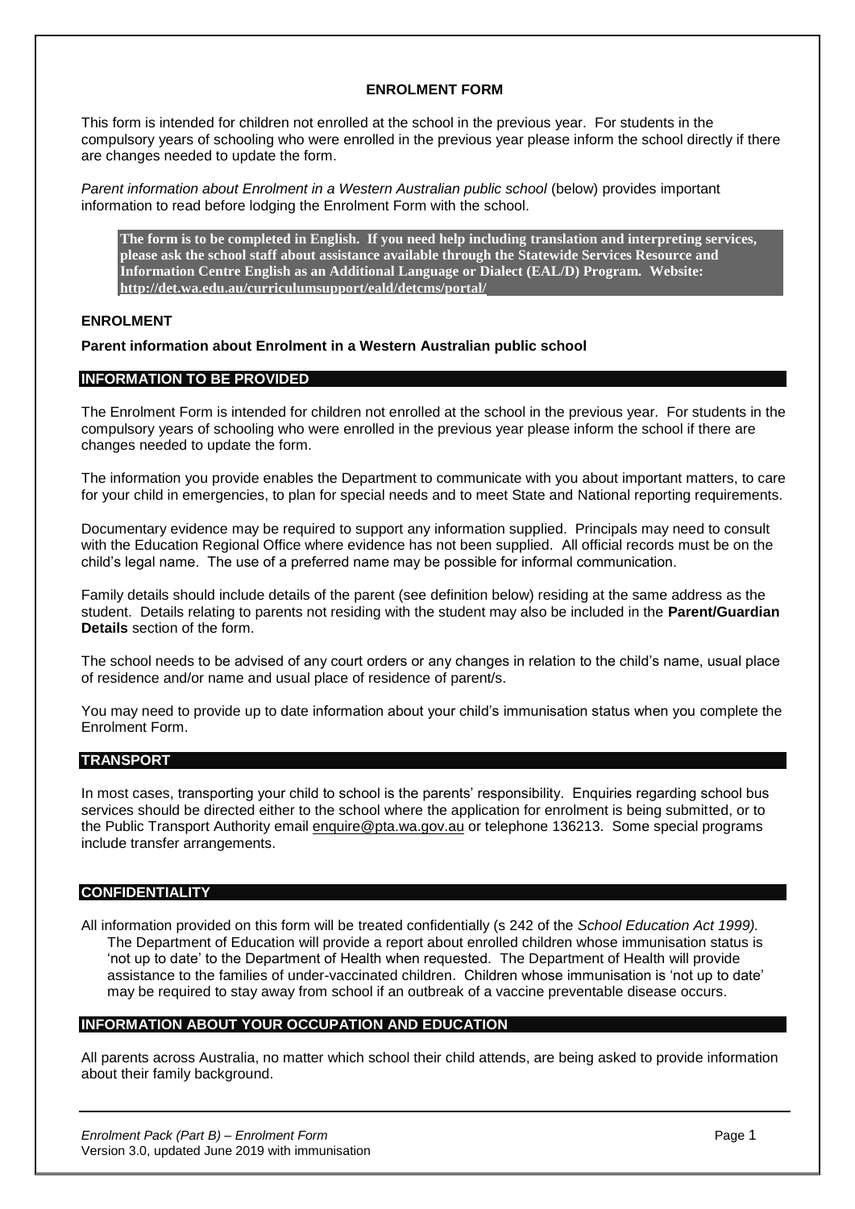# ENROLMENT FORM

This form is intended for children not enrolled at the school in the previous year. For students in the compulsory years of schooling who were enrolled in the previous year please inform the school directly if there are changes needed to update the form.

*Parent information about Enrolment in a Western Australian public school* (below) provides important information to read before lodging the Enrolment Form with the school.

> **The form is to be completed in English. If you need help including translation and interpreting services, please ask the school staff about assistance available through the Statewide Services Resource and Information Centre English as an Additional Language or Dialect (EAL/D) Program. Website: http://det.wa.edu.au/curriculumsupport/eald/detcms/portal/**

## ENROLMENT

### Parent information about Enrolment in a Western Australian public school

### INFORMATION TO BE PROVIDED

The Enrolment Form is intended for children not enrolled at the school in the previous year. For students in the compulsory years of schooling who were enrolled in the previous year please inform the school if there are changes needed to update the form.

The information you provide enables the Department to communicate with you about important matters, to care for your child in emergencies, to plan for special needs and to meet State and National reporting requirements.

Documentary evidence may be required to support any information supplied. Principals may need to consult with the Education Regional Office where evidence has not been supplied. All official records must be on the child's legal name. The use of a preferred name may be possible for informal communication.

Family details should include details of the parent (see definition below) residing at the same address as the student. Details relating to parents not residing with the student may also be included in the **Parent/Guardian Details** section of the form.

The school needs to be advised of any court orders or any changes in relation to the child's name, usual place of residence and/or name and usual place of residence of parent/s.

You may need to provide up to date information about your child's immunisation status when you complete the Enrolment Form.

### TRANSPORT

In most cases, transporting your child to school is the parents' responsibility. Enquiries regarding school bus services should be directed either to the school where the application for enrolment is being submitted, or to the Public Transport Authority email enquire@pta.wa.gov.au or telephone 136213. Some special programs include transfer arrangements.

### CONFIDENTIALITY

All information provided on this form will be treated confidentially (s 242 of the *School Education Act 1999).* The Department of Education will provide a report about enrolled children whose immunisation status is 'not up to date' to the Department of Health when requested. The Department of Health will provide assistance to the families of under-vaccinated children. Children whose immunisation is 'not up to date' may be required to stay away from school if an outbreak of a vaccine preventable disease occurs.

### INFORMATION ABOUT YOUR OCCUPATION AND EDUCATION

All parents across Australia, no matter which school their child attends, are being asked to provide information about their family background.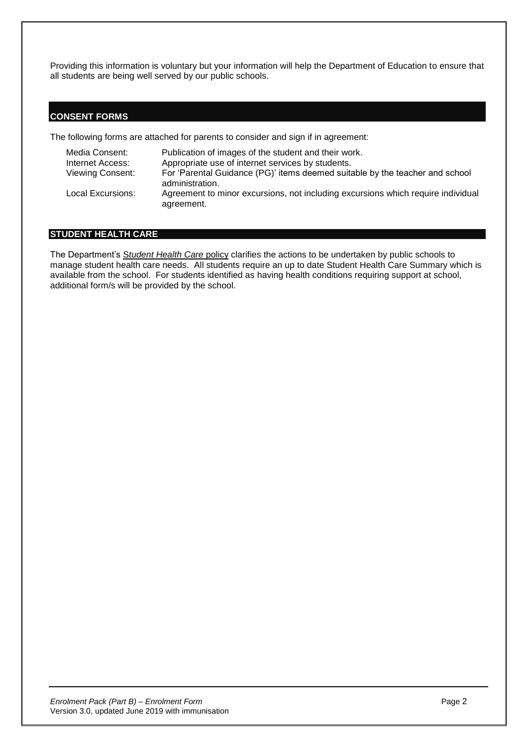Providing this information is voluntary but your information will help the Department of Education to ensure that all students are being well served by our public schools.

## CONSENT FORMS

The following forms are attached for parents to consider and sign if in agreement:

| | |
|---|---|
| Media Consent: | Publication of images of the student and their work. |
| Internet Access: | Appropriate use of internet services by students. |
| Viewing Consent: | For 'Parental Guidance (PG)' items deemed suitable by the teacher and school administration. |
| Local Excursions: | Agreement to minor excursions, not including excursions which require individual agreement. |

## STUDENT HEALTH CARE

The Department's *Student Health Care* policy clarifies the actions to be undertaken by public schools to manage student health care needs. All students require an up to date Student Health Care Summary which is available from the school. For students identified as having health conditions requiring support at school, additional form/s will be provided by the school.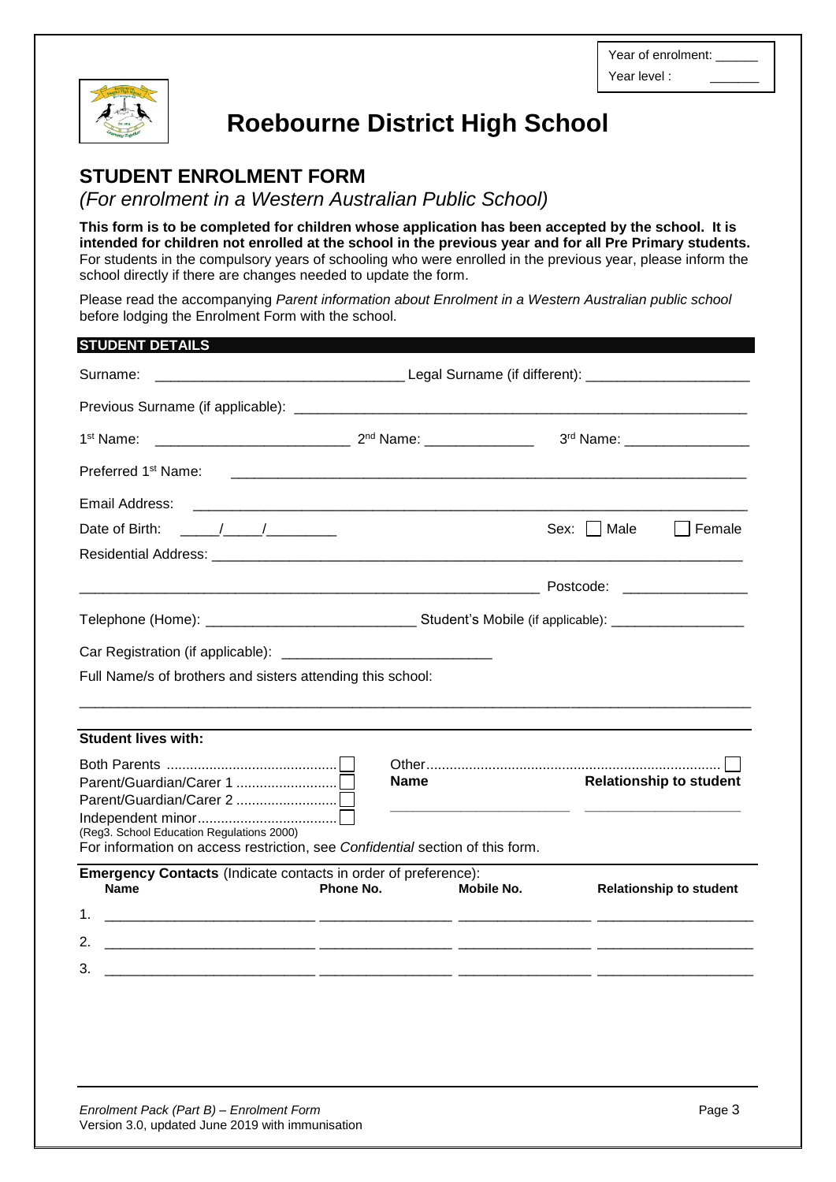Year of enrolment: ______
Year level : _______

# Roebourne District High School

## STUDENT ENROLMENT FORM

*(For enrolment in a Western Australian Public School)*

**This form is to be completed for children whose application has been accepted by the school. It is intended for children not enrolled at the school in the previous year and for all Pre Primary students.** For students in the compulsory years of schooling who were enrolled in the previous year, please inform the school directly if there are changes needed to update the form.

Please read the accompanying *Parent information about Enrolment in a Western Australian public school* before lodging the Enrolment Form with the school.

### STUDENT DETAILS

Surname: ______________________________ Legal Surname (if different): ____________________

Previous Surname (if applicable): ________________________________________________________

1st Name: ________________________ 2nd Name: _____________ 3rd Name: _______________

Preferred 1st Name: ______________________________________________________________

Email Address: ___________________________________________________________________

Date of Birth: ____/____/________ Sex: ☐ Male ☐ Female

Residential Address: ______________________________________________________________

____________________________________________________________ Postcode: _______________

Telephone (Home): _________________________ Student's Mobile (if applicable): ________________

Car Registration (if applicable): __________________________

Full Name/s of brothers and sisters attending this school:

__________________________________________________________________________________

**Student lives with:**

Both Parents ☐
Parent/Guardian/Carer 1 ☐
Parent/Guardian/Carer 2 ☐
Independent minor ☐
(Reg3. School Education Regulations 2000)

Other ☐

| Name | Relationship to student |
|---|---|
| ____________________ | ____________________ |

For information on access restriction, see *Confidential* section of this form.

**Emergency Contacts** (Indicate contacts in order of preference):

| | Name | Phone No. | Mobile No. | Relationship to student |
|---|---|---|---|---|
| 1. | | | | |
| 2. | | | | |
| 3. | | | | |

*Enrolment Pack (Part B) – Enrolment Form*
Version 3.0, updated June 2019 with immunisation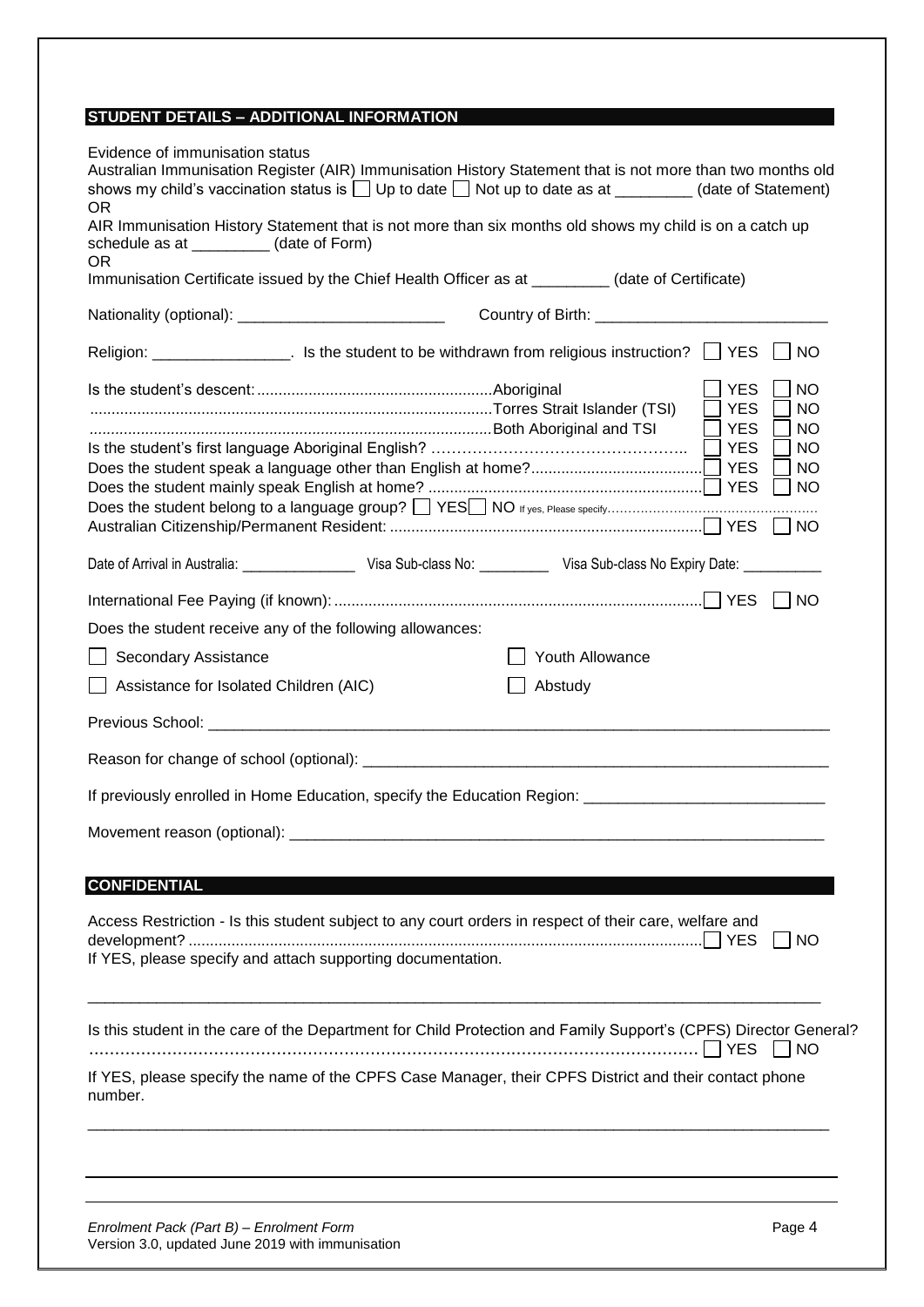## STUDENT DETAILS – ADDITIONAL INFORMATION

Evidence of immunisation status

Australian Immunisation Register (AIR) Immunisation History Statement that is not more than two months old shows my child's vaccination status is ☐ Up to date ☐ Not up to date as at _________ (date of Statement)

OR

AIR Immunisation History Statement that is not more than six months old shows my child is on a catch up schedule as at _________ (date of Form)

OR

Immunisation Certificate issued by the Chief Health Officer as at _________ (date of Certificate)

Nationality (optional): ________________________ Country of Birth: ___________________________

Religion: ________________. Is the student to be withdrawn from religious instruction? ☐ YES ☐ NO

Is the student's descent:.......................................................Aboriginal ☐ YES ☐ NO

..............................................................................................Torres Strait Islander (TSI) ☐ YES ☐ NO

..............................................................................................Both Aboriginal and TSI ☐ YES ☐ NO

Is the student's first language Aboriginal English? ………………………………………….. ☐ YES ☐ NO

Does the student speak a language other than English at home?........................................ ☐ YES ☐ NO

Does the student mainly speak English at home? ................................................................ ☐ YES ☐ NO

Does the student belong to a language group? ☐ YES ☐ NO If yes, Please specify……………………………………………

Australian Citizenship/Permanent Resident: ......................................................................... ☐ YES ☐ NO

Date of Arrival in Australia: _______________ Visa Sub-class No: _________ Visa Sub-class No Expiry Date: __________

International Fee Paying (if known):...................................................................................... ☐ YES ☐ NO

Does the student receive any of the following allowances:

☐ Secondary Assistance ☐ Youth Allowance

☐ Assistance for Isolated Children (AIC) ☐ Abstudy

Previous School: ___________________________________________________________________________

Reason for change of school (optional): _______________________________________________________

If previously enrolled in Home Education, specify the Education Region: ____________________________

Movement reason (optional): _______________________________________________________________

## CONFIDENTIAL

Access Restriction - Is this student subject to any court orders in respect of their care, welfare and development?....................................................................................................................... ☐ YES ☐ NO

If YES, please specify and attach supporting documentation.

_____________________________________________________________________________________

Is this student in the care of the Department for Child Protection and Family Support's (CPFS) Director General? ……………………………………………………………………………………………… ☐ YES ☐ NO

If YES, please specify the name of the CPFS Case Manager, their CPFS District and their contact phone number.

_____________________________________________________________________________________

*Enrolment Pack (Part B) – Enrolment Form*

Version 3.0, updated June 2019 with immunisation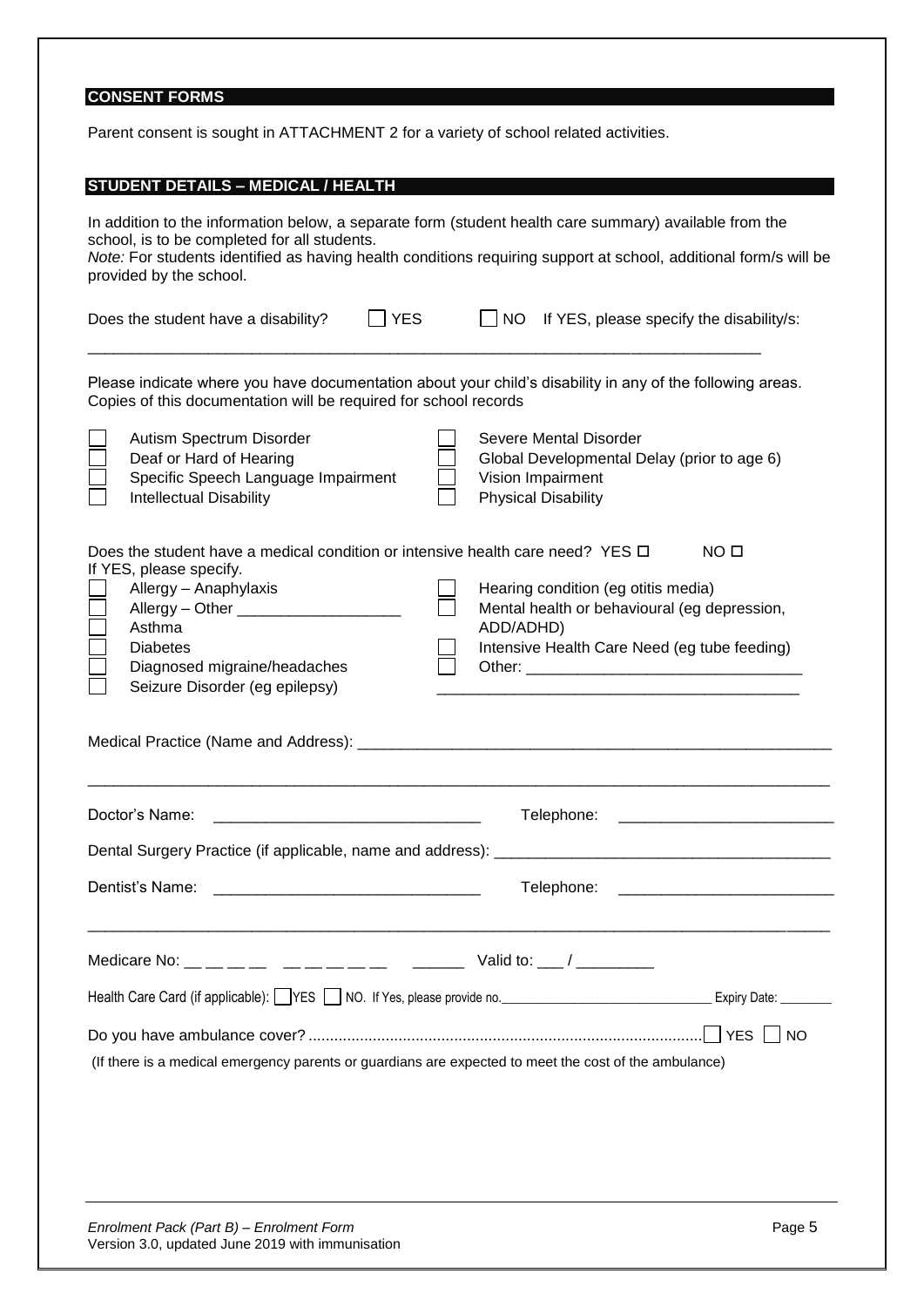## CONSENT FORMS

Parent consent is sought in ATTACHMENT 2 for a variety of school related activities.

## STUDENT DETAILS – MEDICAL / HEALTH

In addition to the information below, a separate form (student health care summary) available from the school, is to be completed for all students.
*Note:* For students identified as having health conditions requiring support at school, additional form/s will be provided by the school.

Does the student have a disability? ☐ YES ☐ NO If YES, please specify the disability/s:

_______________________________________________________________________________

Please indicate where you have documentation about your child's disability in any of the following areas. Copies of this documentation will be required for school records

- ☐ Autism Spectrum Disorder
- ☐ Deaf or Hard of Hearing
- ☐ Specific Speech Language Impairment
- ☐ Intellectual Disability
- ☐ Severe Mental Disorder
- ☐ Global Developmental Delay (prior to age 6)
- ☐ Vision Impairment
- ☐ Physical Disability

Does the student have a medical condition or intensive health care need? YES ☐ NO ☐
If YES, please specify.

- ☐ Allergy – Anaphylaxis
- ☐ Allergy – Other ___________________
- ☐ Asthma
- ☐ Diabetes
- ☐ Diagnosed migraine/headaches
- ☐ Seizure Disorder (eg epilepsy)
- ☐ Hearing condition (eg otitis media)
- ☐ Mental health or behavioural (eg depression, ADD/ADHD)
- ☐ Intensive Health Care Need (eg tube feeding)
- ☐ Other: ________________________________

Medical Practice (Name and Address): _______________________________________________________

_______________________________________________________________________________

Doctor's Name: ______________________________ Telephone: ________________________

Dental Surgery Practice (if applicable, name and address): _____________________________________

Dentist's Name: ______________________________ Telephone: ________________________

_______________________________________________________________________________

Medicare No: __ __ __ __ __ __ __ __ __ ______ Valid to: ___ / ________

Health Care Card (if applicable): ☐ YES ☐ NO. If Yes, please provide no.______________________________ Expiry Date: ________

Do you have ambulance cover?........................................................................................... ☐ YES ☐ NO

(If there is a medical emergency parents or guardians are expected to meet the cost of the ambulance)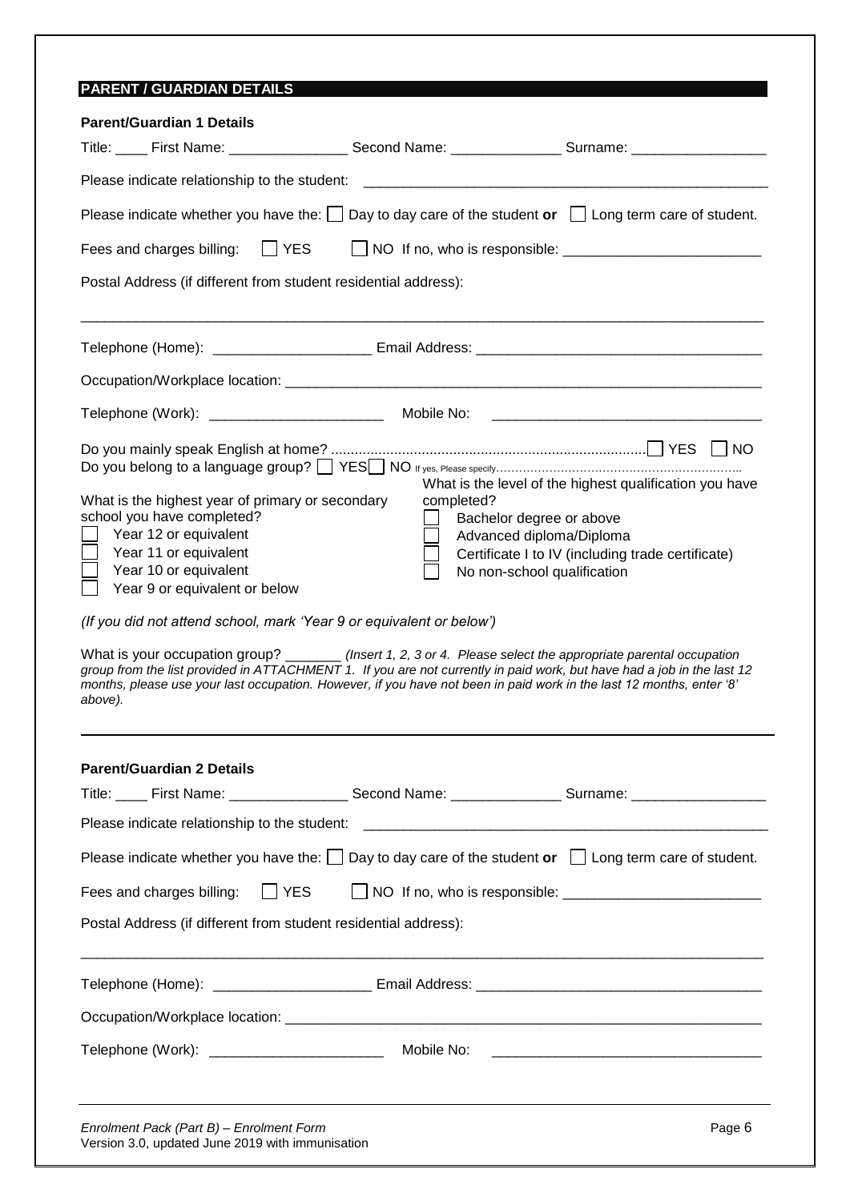## PARENT / GUARDIAN DETAILS

### Parent/Guardian 1 Details

Title: ____ First Name: _______________ Second Name: ______________ Surname: ________________

Please indicate relationship to the student: _____________________________________________________

Please indicate whether you have the: ☐ Day to day care of the student **or** ☐ Long term care of student.

Fees and charges billing: ☐ YES ☐ NO If no, who is responsible: _________________________

Postal Address (if different from student residential address):

_____________________________________________________________________________________

Telephone (Home): ____________________ Email Address: ___________________________________

Occupation/Workplace location: ________________________________________________________________

Telephone (Work): ______________________ Mobile No: ___________________________________

Do you mainly speak English at home? ................................................................................. ☐ YES ☐ NO

Do you belong to a language group? ☐ YES ☐ NO If yes, Please specify……………………………………………………….

What is the highest year of primary or secondary school you have completed?

- ☐ Year 12 or equivalent
- ☐ Year 11 or equivalent
- ☐ Year 10 or equivalent
- ☐ Year 9 or equivalent or below

What is the level of the highest qualification you have completed?

- ☐ Bachelor degree or above
- ☐ Advanced diploma/Diploma
- ☐ Certificate I to IV (including trade certificate)
- ☐ No non-school qualification

*(If you did not attend school, mark 'Year 9 or equivalent or below')*

What is your occupation group? _______ *(Insert 1, 2, 3 or 4. Please select the appropriate parental occupation group from the list provided in ATTACHMENT 1. If you are not currently in paid work, but have had a job in the last 12 months, please use your last occupation. However, if you have not been in paid work in the last 12 months, enter '8' above).*

### Parent/Guardian 2 Details

Title: ____ First Name: _______________ Second Name: ______________ Surname: ________________

Please indicate relationship to the student: _____________________________________________________

Please indicate whether you have the: ☐ Day to day care of the student **or** ☐ Long term care of student.

Fees and charges billing: ☐ YES ☐ NO If no, who is responsible: _________________________

Postal Address (if different from student residential address):

_____________________________________________________________________________________

Telephone (Home): ____________________ Email Address: ___________________________________

Occupation/Workplace location: ________________________________________________________________

Telephone (Work): ______________________ Mobile No: ___________________________________

*Enrolment Pack (Part B) – Enrolment Form*
Version 3.0, updated June 2019 with immunisation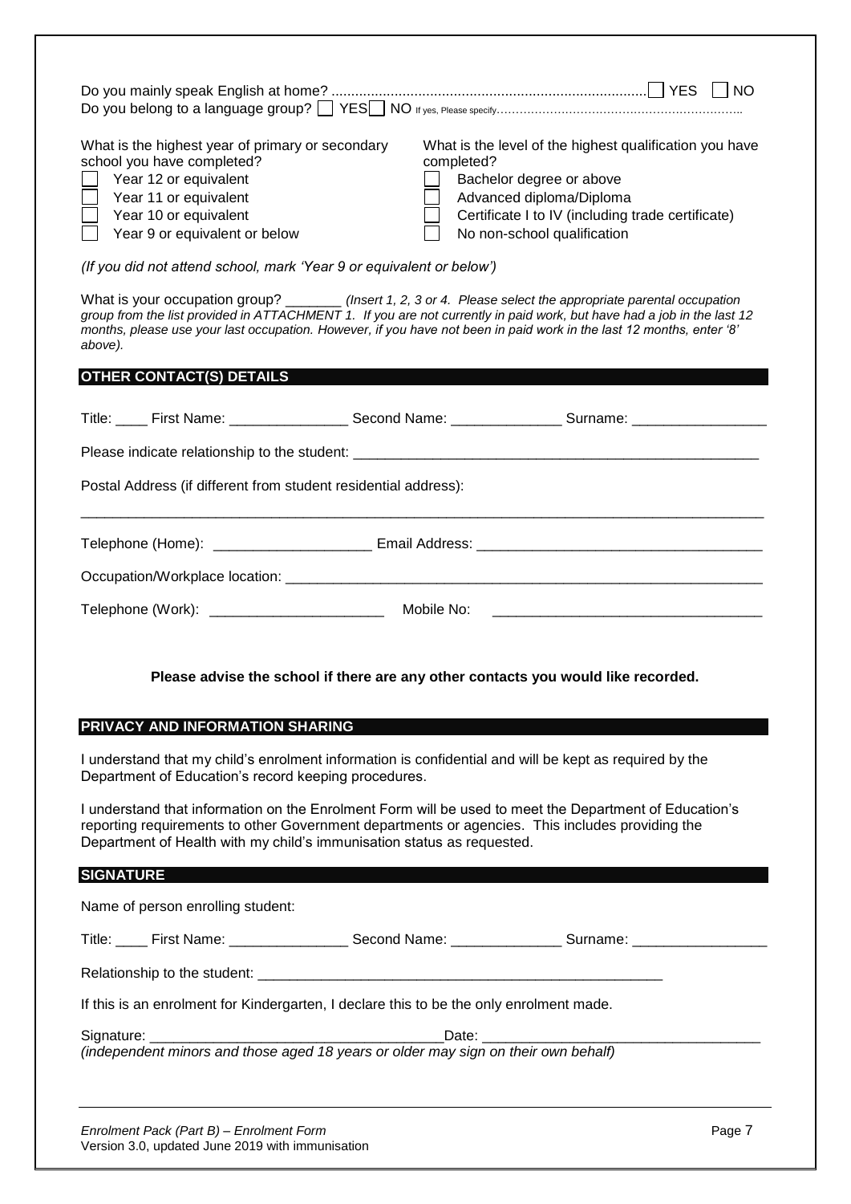Do you mainly speak English at home? ............................................................................... ☐ YES ☐ NO

Do you belong to a language group? ☐ YES ☐ NO If yes, Please specify……………………………………………………….

What is the highest year of primary or secondary school you have completed?

- ☐ Year 12 or equivalent
- ☐ Year 11 or equivalent
- ☐ Year 10 or equivalent
- ☐ Year 9 or equivalent or below

What is the level of the highest qualification you have completed?

- ☐ Bachelor degree or above
- ☐ Advanced diploma/Diploma
- ☐ Certificate I to IV (including trade certificate)
- ☐ No non-school qualification

*(If you did not attend school, mark 'Year 9 or equivalent or below')*

What is your occupation group? _______ *(Insert 1, 2, 3 or 4. Please select the appropriate parental occupation group from the list provided in ATTACHMENT 1. If you are not currently in paid work, but have had a job in the last 12 months, please use your last occupation. However, if you have not been in paid work in the last 12 months, enter '8' above).*

## OTHER CONTACT(S) DETAILS

Title: ____ First Name: _______________ Second Name: ______________ Surname: ________________

Please indicate relationship to the student: ____________________________________________________

Postal Address (if different from student residential address):

______________________________________________________________________________________

Telephone (Home): ___________________ Email Address: __________________________________

Occupation/Workplace location: _______________________________________________________

Telephone (Work): _____________________ Mobile No: _________________________________

**Please advise the school if there are any other contacts you would like recorded.**

## PRIVACY AND INFORMATION SHARING

I understand that my child's enrolment information is confidential and will be kept as required by the Department of Education's record keeping procedures.

I understand that information on the Enrolment Form will be used to meet the Department of Education's reporting requirements to other Government departments or agencies. This includes providing the Department of Health with my child's immunisation status as requested.

## SIGNATURE

Name of person enrolling student:

Title: ____ First Name: _______________ Second Name: ______________ Surname: ________________

Relationship to the student: ____________________________________________________

If this is an enrolment for Kindergarten, I declare this to be the only enrolment made.

Signature: ____________________________________ Date: __________________________________

*(independent minors and those aged 18 years or older may sign on their own behalf)*

*Enrolment Pack (Part B) – Enrolment Form*

Version 3.0, updated June 2019 with immunisation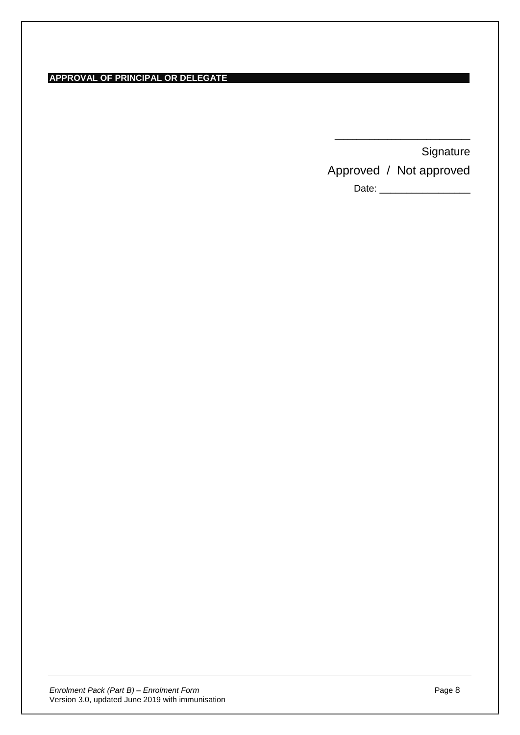## APPROVAL OF PRINCIPAL OR DELEGATE

________________________

Signature

Approved / Not approved

Date: ________________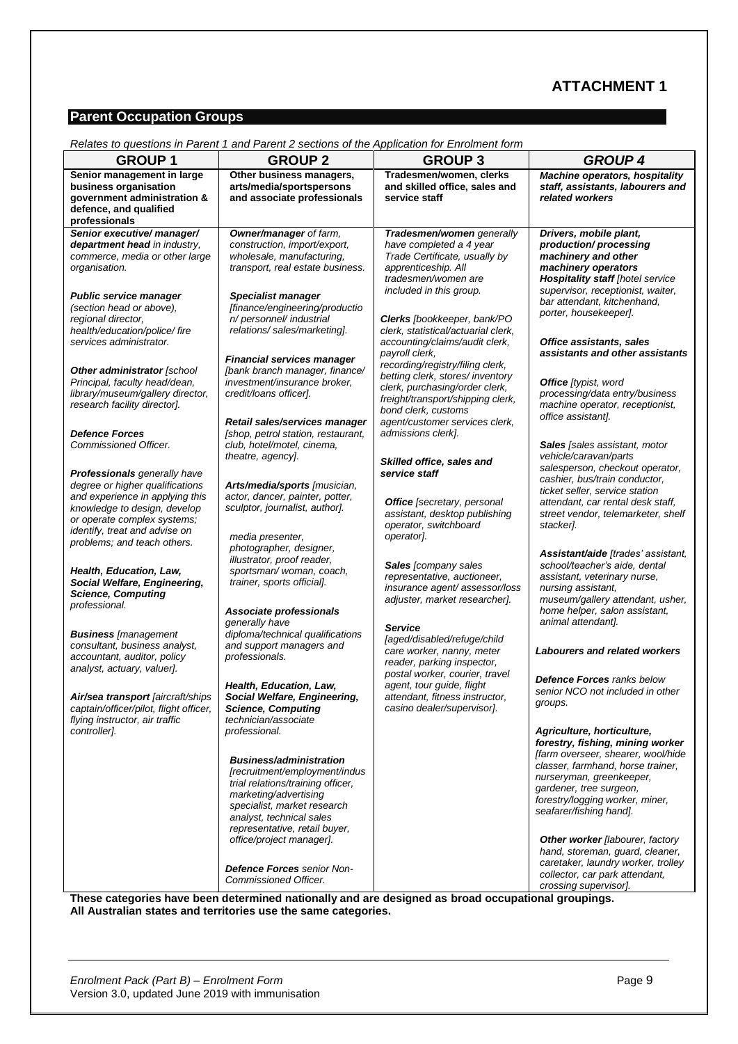# ATTACHMENT 1

## Parent Occupation Groups

*Relates to questions in Parent 1 and Parent 2 sections of the Application for Enrolment form*

| GROUP 1 | GROUP 2 | GROUP 3 | *GROUP 4* |
|---|---|---|---|
| **Senior management in large business organisation government administration & defence, and qualified professionals** | **Other business managers, arts/media/sportspersons and associate professionals** | **Tradesmen/women, clerks and skilled office, sales and service staff** | ***Machine operators, hospitality staff, assistants, labourers and related workers*** |
| ***Senior executive/ manager/ department head*** *in industry, commerce, media or other large organisation.*<br><br>***Public service manager*** *(section head or above), regional director, health/education/police/ fire services administrator.*<br><br>***Other administrator*** *[school Principal, faculty head/dean, library/museum/gallery director, research facility director].*<br><br>***Defence Forces*** *Commissioned Officer.*<br><br>***Professionals*** *generally have degree or higher qualifications and experience in applying this knowledge to design, develop or operate complex systems; identify, treat and advise on problems; and teach others.*<br><br>***Health, Education, Law, Social Welfare, Engineering, Science, Computing*** *professional.*<br><br>***Business*** *[management consultant, business analyst, accountant, auditor, policy analyst, actuary, valuer].*<br><br>***Air/sea transport*** *[aircraft/ships captain/officer/pilot, flight officer, flying instructor, air traffic controller].* | ***Owner/manager*** *of farm, construction, import/export, wholesale, manufacturing, transport, real estate business.*<br><br>***Specialist manager*** *[finance/engineering/production/ personnel/ industrial relations/ sales/marketing].*<br><br>***Financial services manager*** *[bank branch manager, finance/ investment/insurance broker, credit/loans officer].*<br><br>***Retail sales/services manager*** *[shop, petrol station, restaurant, club, hotel/motel, cinema, theatre, agency].*<br><br>***Arts/media/sports*** *[musician, actor, dancer, painter, potter, sculptor, journalist, author].*<br><br>*media presenter, photographer, designer, illustrator, proof reader, sportsman/ woman, coach, trainer, sports official].*<br><br>***Associate professionals*** *generally have diploma/technical qualifications and support managers and professionals.*<br><br>***Health, Education, Law, Social Welfare, Engineering, Science, Computing*** *technician/associate professional.*<br><br>***Business/administration*** *[recruitment/employment/industrial relations/training officer, marketing/advertising specialist, market research analyst, technical sales representative, retail buyer, office/project manager].*<br><br>***Defence Forces*** *senior Non-Commissioned Officer.* | ***Tradesmen/women*** *generally have completed a 4 year Trade Certificate, usually by apprenticeship. All tradesmen/women are included in this group.*<br><br>***Clerks*** *[bookkeeper, bank/PO clerk, statistical/actuarial clerk, accounting/claims/audit clerk, payroll clerk, recording/registry/filing clerk, betting clerk, stores/ inventory clerk, purchasing/order clerk, freight/transport/shipping clerk, bond clerk, customs agent/customer services clerk, admissions clerk].*<br><br>***Skilled office, sales and service staff***<br><br>***Office*** *[secretary, personal assistant, desktop publishing operator, switchboard operator].*<br><br>***Sales*** *[company sales representative, auctioneer, insurance agent/ assessor/loss adjuster, market researcher].*<br><br>***Service*** *[aged/disabled/refuge/child care worker, nanny, meter reader, parking inspector, postal worker, courier, travel agent, tour guide, flight attendant, fitness instructor, casino dealer/supervisor].* | ***Drivers, mobile plant, production/ processing machinery and other machinery operators***<br>***Hospitality staff*** *[hotel service supervisor, receptionist, waiter, bar attendant, kitchenhand, porter, housekeeper].*<br><br>***Office assistants, sales assistants and other assistants***<br><br>***Office*** *[typist, word processing/data entry/business machine operator, receptionist, office assistant].*<br><br>***Sales*** *[sales assistant, motor vehicle/caravan/parts salesperson, checkout operator, cashier, bus/train conductor, ticket seller, service station attendant, car rental desk staff, street vendor, telemarketer, shelf stacker].*<br><br>***Assistant/aide*** *[trades' assistant, school/teacher's aide, dental assistant, veterinary nurse, nursing assistant, museum/gallery attendant, usher, home helper, salon assistant, animal attendant].*<br><br>***Labourers and related workers***<br><br>***Defence Forces*** *ranks below senior NCO not included in other groups.*<br><br>***Agriculture, horticulture, forestry, fishing, mining worker*** *[farm overseer, shearer, wool/hide classer, farmhand, horse trainer, nurseryman, greenkeeper, gardener, tree surgeon, forestry/logging worker, miner, seafarer/fishing hand].*<br><br>***Other worker*** *[labourer, factory hand, storeman, guard, cleaner, caretaker, laundry worker, trolley collector, car park attendant, crossing supervisor].* |

**These categories have been determined nationally and are designed as broad occupational groupings. All Australian states and territories use the same categories.**

*Enrolment Pack (Part B) – Enrolment Form*
Version 3.0, updated June 2019 with immunisation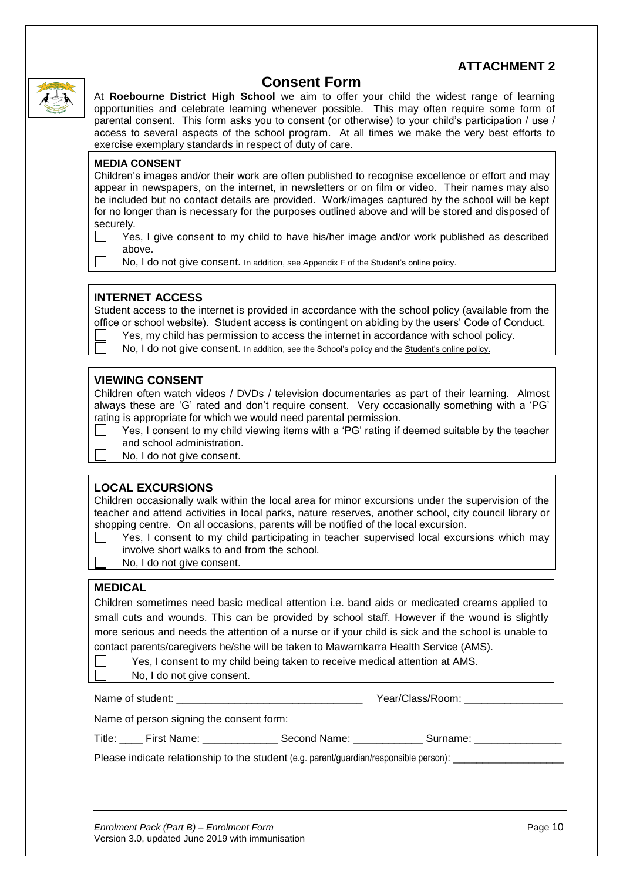**ATTACHMENT 2**

# Consent Form

At **Roebourne District High School** we aim to offer your child the widest range of learning opportunities and celebrate learning whenever possible. This may often require some form of parental consent. This form asks you to consent (or otherwise) to your child's participation / use / access to several aspects of the school program. At all times we make the very best efforts to exercise exemplary standards in respect of duty of care.

## MEDIA CONSENT

Children's images and/or their work are often published to recognise excellence or effort and may appear in newspapers, on the internet, in newsletters or on film or video. Their names may also be included but no contact details are provided. Work/images captured by the school will be kept for no longer than is necessary for the purposes outlined above and will be stored and disposed of securely.

☐ Yes, I give consent to my child to have his/her image and/or work published as described above.

☐ No, I do not give consent. In addition, see Appendix F of the Student's online policy.

## INTERNET ACCESS

Student access to the internet is provided in accordance with the school policy (available from the office or school website). Student access is contingent on abiding by the users' Code of Conduct.

☐ Yes, my child has permission to access the internet in accordance with school policy.

☐ No, I do not give consent. In addition, see the School's policy and the Student's online policy.

## VIEWING CONSENT

Children often watch videos / DVDs / television documentaries as part of their learning. Almost always these are 'G' rated and don't require consent. Very occasionally something with a 'PG' rating is appropriate for which we would need parental permission.

☐ Yes, I consent to my child viewing items with a 'PG' rating if deemed suitable by the teacher and school administration.

☐ No, I do not give consent.

## LOCAL EXCURSIONS

Children occasionally walk within the local area for minor excursions under the supervision of the teacher and attend activities in local parks, nature reserves, another school, city council library or shopping centre. On all occasions, parents will be notified of the local excursion.

☐ Yes, I consent to my child participating in teacher supervised local excursions which may involve short walks to and from the school.

☐ No, I do not give consent.

## MEDICAL

Children sometimes need basic medical attention i.e. band aids or medicated creams applied to small cuts and wounds. This can be provided by school staff. However if the wound is slightly more serious and needs the attention of a nurse or if your child is sick and the school is unable to contact parents/caregivers he/she will be taken to Mawarnkarra Health Service (AMS).

☐ Yes, I consent to my child being taken to receive medical attention at AMS.

☐ No, I do not give consent.

Name of student: ________________________________ Year/Class/Room: ________________

Name of person signing the consent form:

Title: ____ First Name: _____________ Second Name: ____________ Surname: _______________

Please indicate relationship to the student (e.g. parent/guardian/responsible person): ___________________

*Enrolment Pack (Part B) – Enrolment Form*

Version 3.0, updated June 2019 with immunisation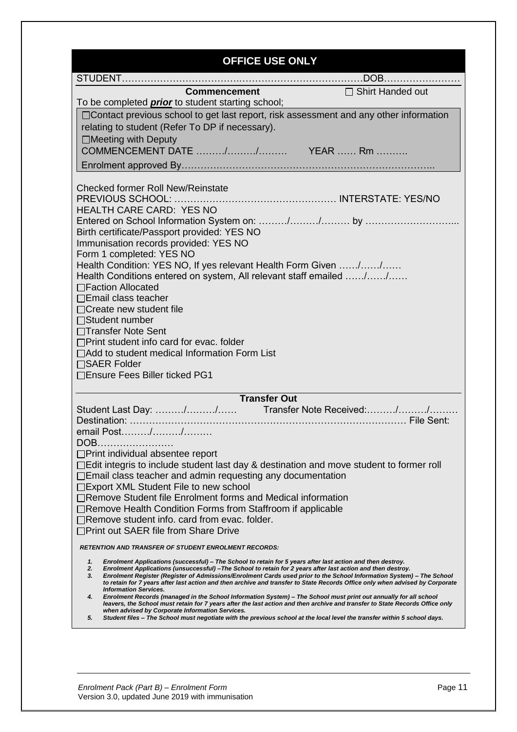## OFFICE USE ONLY

STUDENT……………………………….………………………………DOB……………….…….

**Commencement** ☐ Shirt Handed out

To be completed ***prior*** to student starting school;

☐Contact previous school to get last report, risk assessment and any other information relating to student (Refer To DP if necessary).
☐Meeting with Deputy
COMMENCEMENT DATE ………/………/……… YEAR …… Rm ……….
Enrolment approved By……………………………………………………………………..

Checked former Roll New/Reinstate
PREVIOUS SCHOOL: ……………………………………………… INTERSTATE: YES/NO
HEALTH CARE CARD: YES NO
Entered on School Information System on: ………/………/……… by ………………………...
Birth certificate/Passport provided: YES NO
Immunisation records provided: YES NO
Form 1 completed: YES NO
Health Condition: YES NO, If yes relevant Health Form Given ……/……/……
Health Conditions entered on system, All relevant staff emailed ……/……/……
☐Faction Allocated
☐Email class teacher
☐Create new student file
☐Student number
☐Transfer Note Sent
☐Print student info card for evac. folder
☐Add to student medical Information Form List
☐SAER Folder
☐Ensure Fees Biller ticked PG1

**Transfer Out**

Student Last Day: ………/………/…… Transfer Note Received:………/………/………
Destination: …………………………………………………………………………… File Sent: email Post………/………/………
DOB……………………
☐Print individual absentee report
☐Edit integris to include student last day & destination and move student to former roll
☐Email class teacher and admin requesting any documentation
☐Export XML Student File to new school
☐Remove Student file Enrolment forms and Medical information
☐Remove Health Condition Forms from Staffroom if applicable
☐Remove student info. card from evac. folder.
☐Print out SAER file from Share Drive

***RETENTION AND TRANSFER OF STUDENT ENROLMENT RECORDS:***

1. ***Enrolment Applications (successful) – The School to retain for 5 years after last action and then destroy.***
2. ***Enrolment Applications (unsuccessful) –The School to retain for 2 years after last action and then destroy.***
3. ***Enrolment Register (Register of Admissions/Enrolment Cards used prior to the School Information System) – The School to retain for 7 years after last action and then archive and transfer to State Records Office only when advised by Corporate Information Services.***
4. ***Enrolment Records (managed in the School Information System) – The School must print out annually for all school leavers, the School must retain for 7 years after the last action and then archive and transfer to State Records Office only when advised by Corporate Information Services.***
5. ***Student files – The School must negotiate with the previous school at the local level the transfer within 5 school days.***